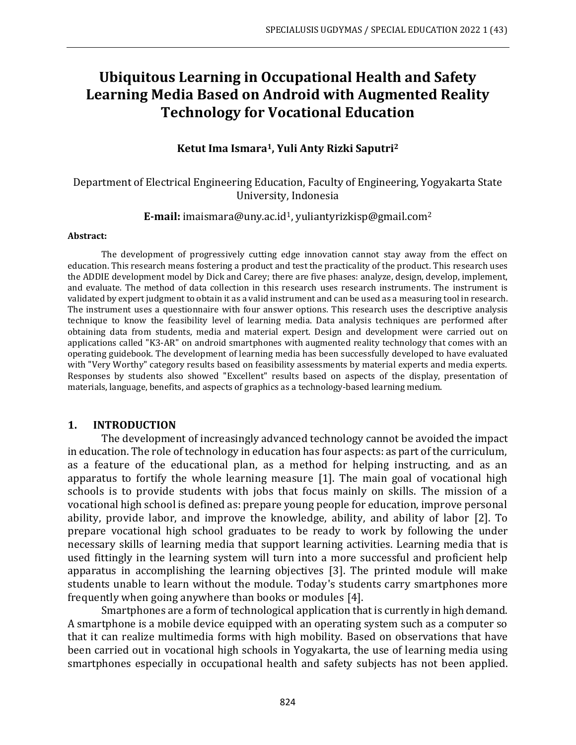# Ubiquitous Learning in Occupational Health and Safety Learning Media Based on Android with Augmented Reality Technology for Vocational Education

**Ketut Ima Ismara[1], Yuli Anty Rizki Saputri[2]**

Department of Electrical Engineering Education, Faculty of Engineering, Yogyakarta State University, Indonesia

**E-mail:** imaismara@uny.ac.id[1], yuliantyrizkisp@gmail.com[2]

**Abstract:**

The development of progressively cutting edge innovation cannot stay away from the effect on education. This research means fostering a product and test the practicality of the product. This research uses the ADDIE development model by Dick and Carey; there are five phases: analyze, design, develop, implement, and evaluate. The method of data collection in this research uses research instruments. The instrument is validated by expert judgment to obtain it as a valid instrument and can be used as a measuring tool in research. The instrument uses a questionnaire with four answer options. This research uses the descriptive analysis technique to know the feasibility level of learning media. Data analysis techniques are performed after obtaining data from students, media and material expert. Design and development were carried out on applications called "K3-AR" on android smartphones with augmented reality technology that comes with an operating guidebook. The development of learning media has been successfully developed to have evaluated with "Very Worthy" category results based on feasibility assessments by material experts and media experts. Responses by students also showed "Excellent" results based on aspects of the display, presentation of materials, language, benefits, and aspects of graphics as a technology-based learning medium.

## 1. INTRODUCTION

The development of increasingly advanced technology cannot be avoided the impact in education. The role of technology in education has four aspects: as part of the curriculum, as a feature of the educational plan, as a method for helping instructing, and as an apparatus to fortify the whole learning measure [1]. The main goal of vocational high schools is to provide students with jobs that focus mainly on skills. The mission of a vocational high school is defined as: prepare young people for education, improve personal ability, provide labor, and improve the knowledge, ability, and ability of labor [2]. To prepare vocational high school graduates to be ready to work by following the under necessary skills of learning media that support learning activities. Learning media that is used fittingly in the learning system will turn into a more successful and proficient help apparatus in accomplishing the learning objectives [3]. The printed module will make students unable to learn without the module. Today's students carry smartphones more frequently when going anywhere than books or modules [4].

Smartphones are a form of technological application that is currently in high demand. A smartphone is a mobile device equipped with an operating system such as a computer so that it can realize multimedia forms with high mobility. Based on observations that have been carried out in vocational high schools in Yogyakarta, the use of learning media using smartphones especially in occupational health and safety subjects has not been applied.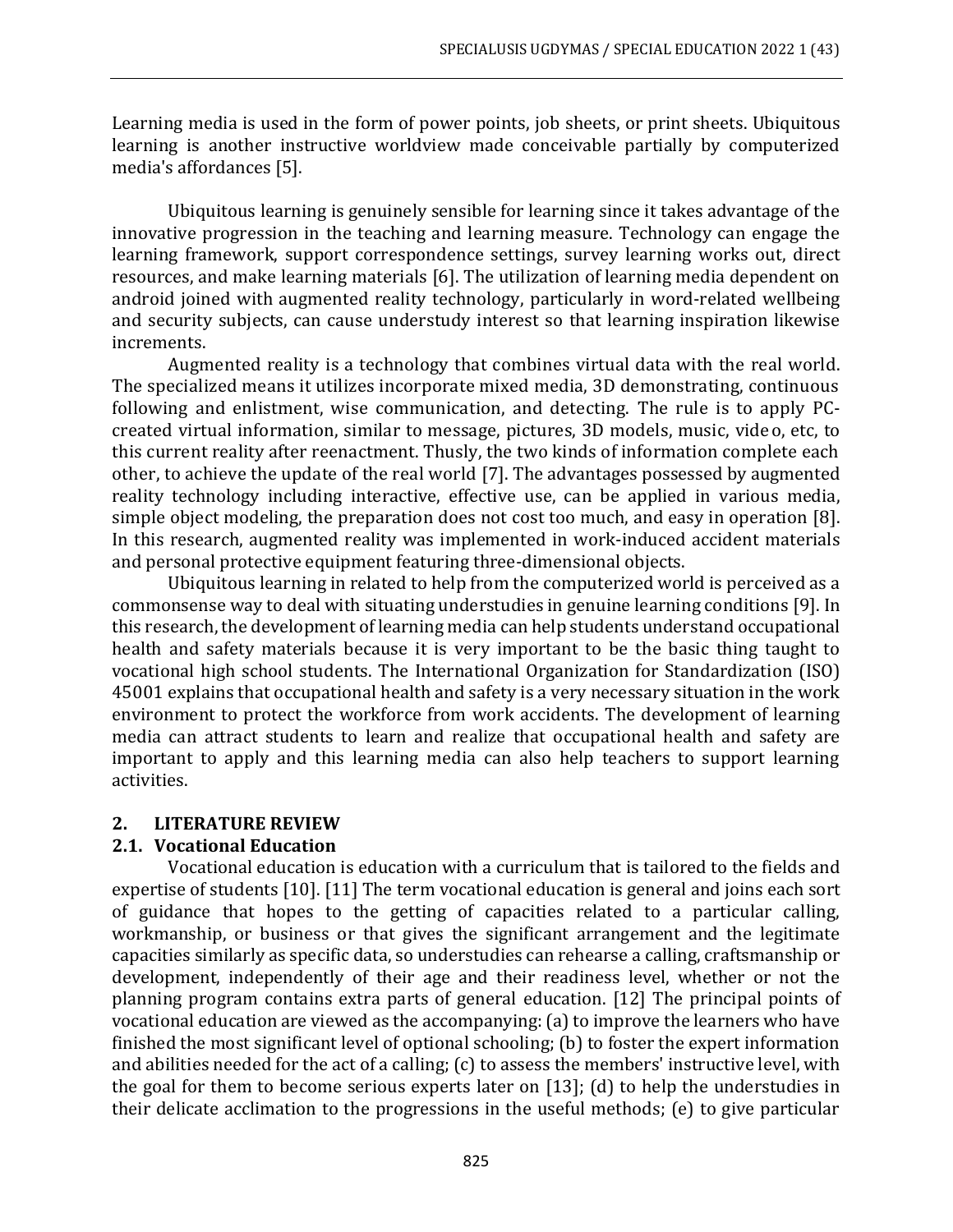Learning media is used in the form of power points, job sheets, or print sheets. Ubiquitous learning is another instructive worldview made conceivable partially by computerized media's affordances [5].

Ubiquitous learning is genuinely sensible for learning since it takes advantage of the innovative progression in the teaching and learning measure. Technology can engage the learning framework, support correspondence settings, survey learning works out, direct resources, and make learning materials [6]. The utilization of learning media dependent on android joined with augmented reality technology, particularly in word-related wellbeing and security subjects, can cause understudy interest so that learning inspiration likewise increments.

Augmented reality is a technology that combines virtual data with the real world. The specialized means it utilizes incorporate mixed media, 3D demonstrating, continuous following and enlistment, wise communication, and detecting. The rule is to apply PC-created virtual information, similar to message, pictures, 3D models, music, video, etc, to this current reality after reenactment. Thusly, the two kinds of information complete each other, to achieve the update of the real world [7]. The advantages possessed by augmented reality technology including interactive, effective use, can be applied in various media, simple object modeling, the preparation does not cost too much, and easy in operation [8]. In this research, augmented reality was implemented in work-induced accident materials and personal protective equipment featuring three-dimensional objects.

Ubiquitous learning in related to help from the computerized world is perceived as a commonsense way to deal with situating understudies in genuine learning conditions [9]. In this research, the development of learning media can help students understand occupational health and safety materials because it is very important to be the basic thing taught to vocational high school students. The International Organization for Standardization (ISO) 45001 explains that occupational health and safety is a very necessary situation in the work environment to protect the workforce from work accidents. The development of learning media can attract students to learn and realize that occupational health and safety are important to apply and this learning media can also help teachers to support learning activities.

## 2. LITERATURE REVIEW

### 2.1. Vocational Education

Vocational education is education with a curriculum that is tailored to the fields and expertise of students [10]. [11] The term vocational education is general and joins each sort of guidance that hopes to the getting of capacities related to a particular calling, workmanship, or business or that gives the significant arrangement and the legitimate capacities similarly as specific data, so understudies can rehearse a calling, craftsmanship or development, independently of their age and their readiness level, whether or not the planning program contains extra parts of general education. [12] The principal points of vocational education are viewed as the accompanying: (a) to improve the learners who have finished the most significant level of optional schooling; (b) to foster the expert information and abilities needed for the act of a calling; (c) to assess the members' instructive level, with the goal for them to become serious experts later on [13]; (d) to help the understudies in their delicate acclimation to the progressions in the useful methods; (e) to give particular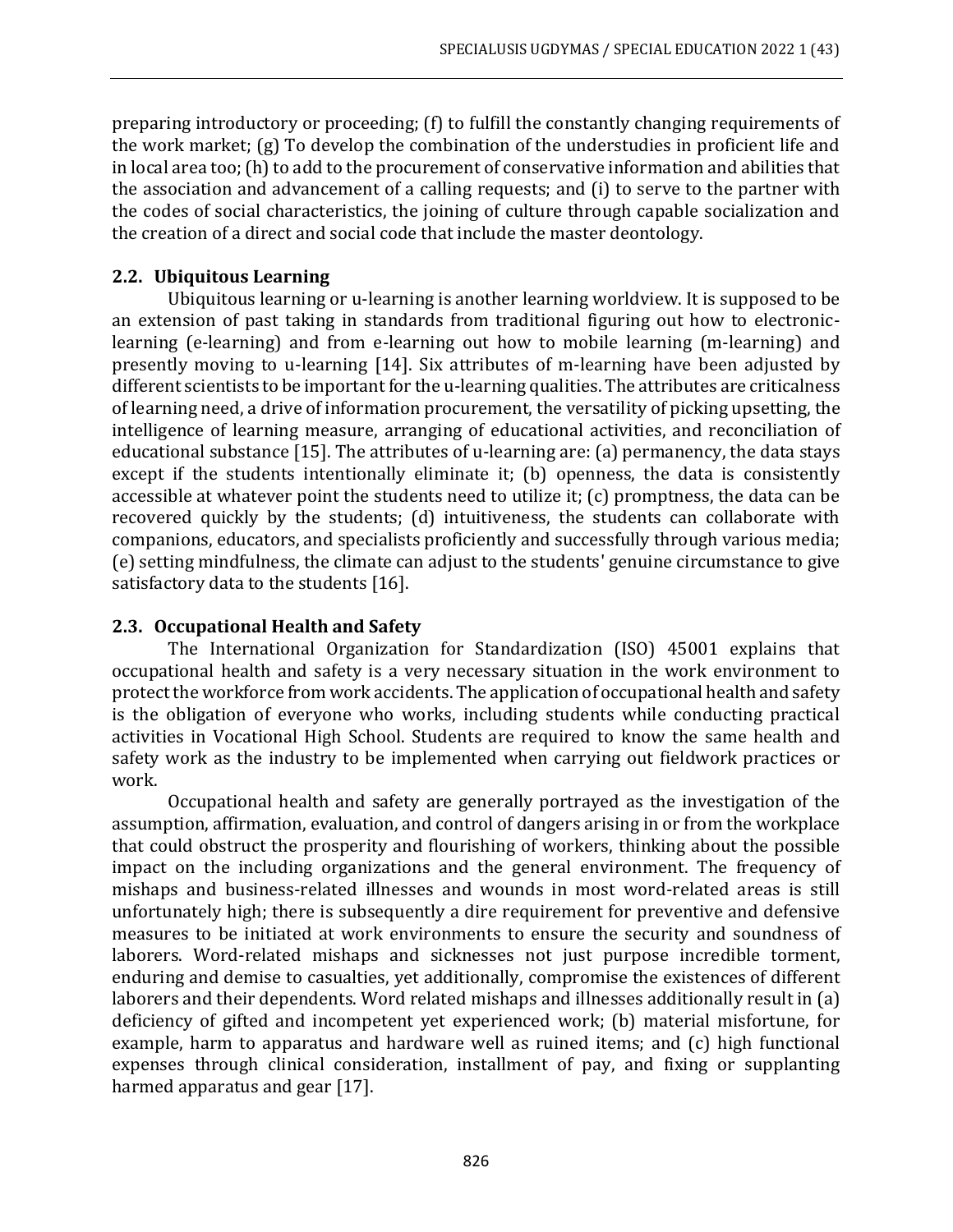preparing introductory or proceeding; (f) to fulfill the constantly changing requirements of the work market; (g) To develop the combination of the understudies in proficient life and in local area too; (h) to add to the procurement of conservative information and abilities that the association and advancement of a calling requests; and (i) to serve to the partner with the codes of social characteristics, the joining of culture through capable socialization and the creation of a direct and social code that include the master deontology.

## 2.2. Ubiquitous Learning

Ubiquitous learning or u-learning is another learning worldview. It is supposed to be an extension of past taking in standards from traditional figuring out how to electronic-learning (e-learning) and from e-learning out how to mobile learning (m-learning) and presently moving to u-learning [14]. Six attributes of m-learning have been adjusted by different scientists to be important for the u-learning qualities. The attributes are criticalness of learning need, a drive of information procurement, the versatility of picking upsetting, the intelligence of learning measure, arranging of educational activities, and reconciliation of educational substance [15]. The attributes of u-learning are: (a) permanency, the data stays except if the students intentionally eliminate it; (b) openness, the data is consistently accessible at whatever point the students need to utilize it; (c) promptness, the data can be recovered quickly by the students; (d) intuitiveness, the students can collaborate with companions, educators, and specialists proficiently and successfully through various media; (e) setting mindfulness, the climate can adjust to the students' genuine circumstance to give satisfactory data to the students [16].

## 2.3. Occupational Health and Safety

The International Organization for Standardization (ISO) 45001 explains that occupational health and safety is a very necessary situation in the work environment to protect the workforce from work accidents. The application of occupational health and safety is the obligation of everyone who works, including students while conducting practical activities in Vocational High School. Students are required to know the same health and safety work as the industry to be implemented when carrying out fieldwork practices or work.

Occupational health and safety are generally portrayed as the investigation of the assumption, affirmation, evaluation, and control of dangers arising in or from the workplace that could obstruct the prosperity and flourishing of workers, thinking about the possible impact on the including organizations and the general environment. The frequency of mishaps and business-related illnesses and wounds in most word-related areas is still unfortunately high; there is subsequently a dire requirement for preventive and defensive measures to be initiated at work environments to ensure the security and soundness of laborers. Word-related mishaps and sicknesses not just purpose incredible torment, enduring and demise to casualties, yet additionally, compromise the existences of different laborers and their dependents. Word related mishaps and illnesses additionally result in (a) deficiency of gifted and incompetent yet experienced work; (b) material misfortune, for example, harm to apparatus and hardware well as ruined items; and (c) high functional expenses through clinical consideration, installment of pay, and fixing or supplanting harmed apparatus and gear [17].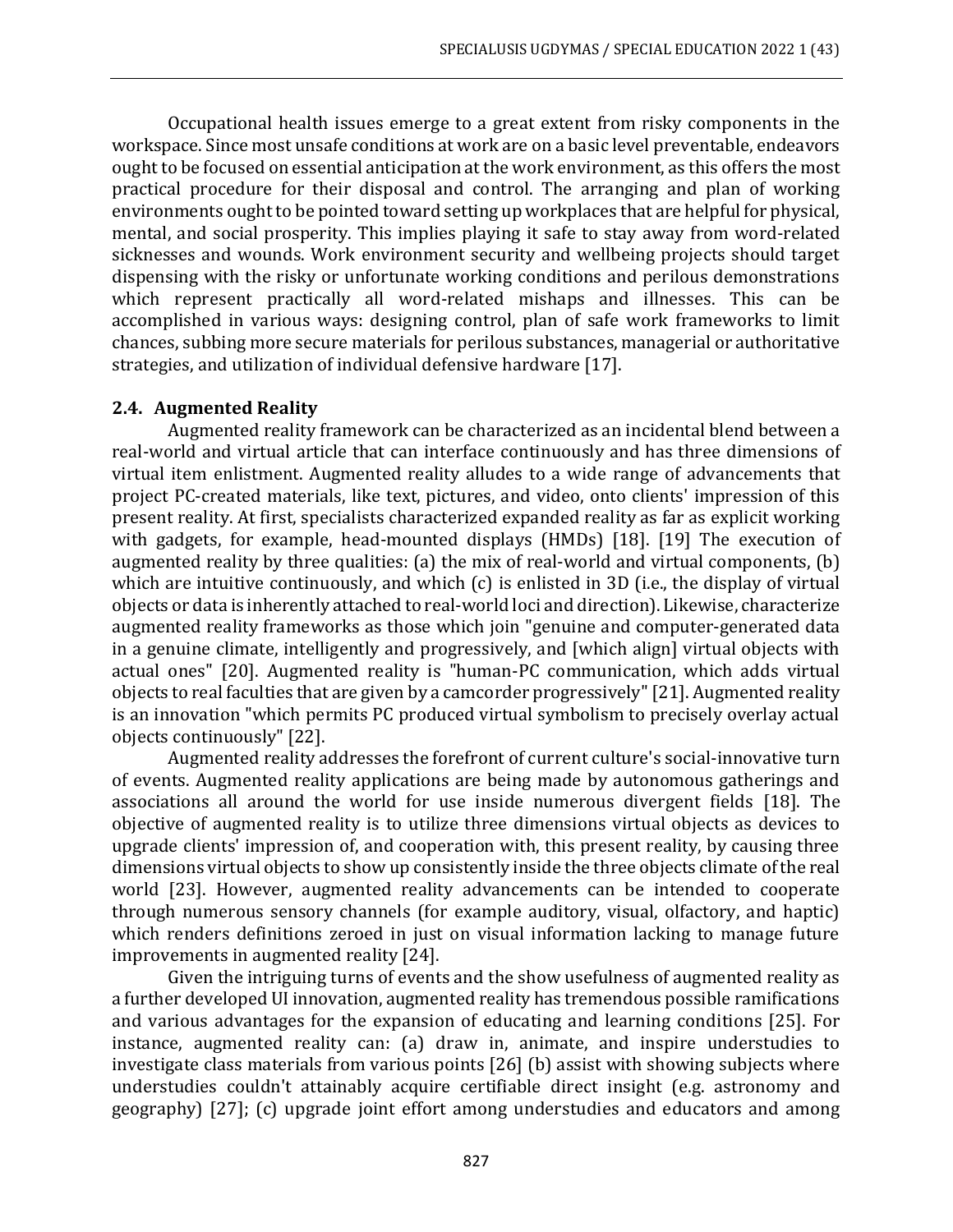Occupational health issues emerge to a great extent from risky components in the workspace. Since most unsafe conditions at work are on a basic level preventable, endeavors ought to be focused on essential anticipation at the work environment, as this offers the most practical procedure for their disposal and control. The arranging and plan of working environments ought to be pointed toward setting up workplaces that are helpful for physical, mental, and social prosperity. This implies playing it safe to stay away from word-related sicknesses and wounds. Work environment security and wellbeing projects should target dispensing with the risky or unfortunate working conditions and perilous demonstrations which represent practically all word-related mishaps and illnesses. This can be accomplished in various ways: designing control, plan of safe work frameworks to limit chances, subbing more secure materials for perilous substances, managerial or authoritative strategies, and utilization of individual defensive hardware [17].

### 2.4. Augmented Reality

Augmented reality framework can be characterized as an incidental blend between a real-world and virtual article that can interface continuously and has three dimensions of virtual item enlistment. Augmented reality alludes to a wide range of advancements that project PC-created materials, like text, pictures, and video, onto clients' impression of this present reality. At first, specialists characterized expanded reality as far as explicit working with gadgets, for example, head-mounted displays (HMDs) [18]. [19] The execution of augmented reality by three qualities: (a) the mix of real-world and virtual components, (b) which are intuitive continuously, and which (c) is enlisted in 3D (i.e., the display of virtual objects or data is inherently attached to real-world loci and direction). Likewise, characterize augmented reality frameworks as those which join "genuine and computer-generated data in a genuine climate, intelligently and progressively, and [which align] virtual objects with actual ones" [20]. Augmented reality is "human-PC communication, which adds virtual objects to real faculties that are given by a camcorder progressively" [21]. Augmented reality is an innovation "which permits PC produced virtual symbolism to precisely overlay actual objects continuously" [22].

Augmented reality addresses the forefront of current culture's social-innovative turn of events. Augmented reality applications are being made by autonomous gatherings and associations all around the world for use inside numerous divergent fields [18]. The objective of augmented reality is to utilize three dimensions virtual objects as devices to upgrade clients' impression of, and cooperation with, this present reality, by causing three dimensions virtual objects to show up consistently inside the three objects climate of the real world [23]. However, augmented reality advancements can be intended to cooperate through numerous sensory channels (for example auditory, visual, olfactory, and haptic) which renders definitions zeroed in just on visual information lacking to manage future improvements in augmented reality [24].

Given the intriguing turns of events and the show usefulness of augmented reality as a further developed UI innovation, augmented reality has tremendous possible ramifications and various advantages for the expansion of educating and learning conditions [25]. For instance, augmented reality can: (a) draw in, animate, and inspire understudies to investigate class materials from various points [26] (b) assist with showing subjects where understudies couldn't attainably acquire certifiable direct insight (e.g. astronomy and geography) [27]; (c) upgrade joint effort among understudies and educators and among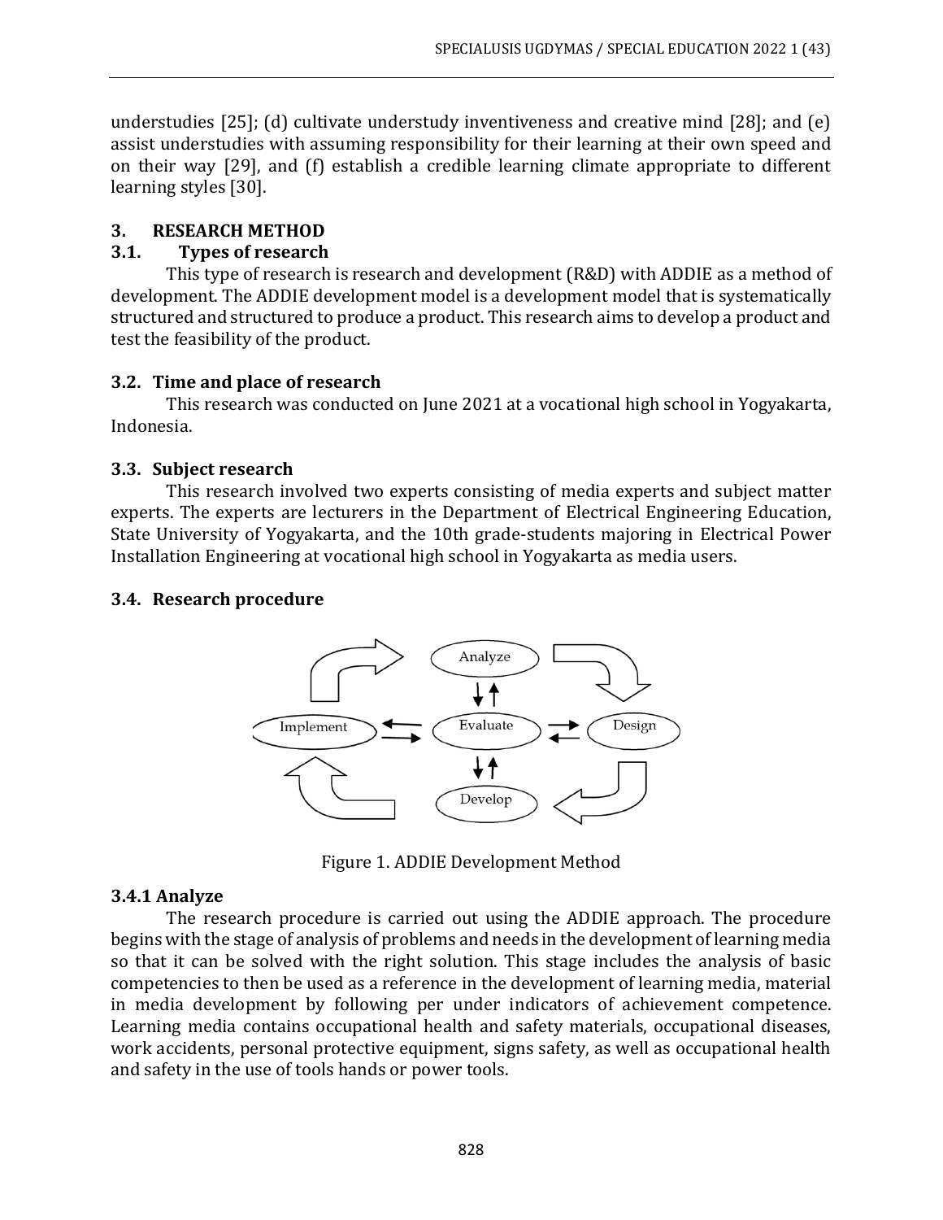understudies [25]; (d) cultivate understudy inventiveness and creative mind [28]; and (e) assist understudies with assuming responsibility for their learning at their own speed and on their way [29], and (f) establish a credible learning climate appropriate to different learning styles [30].

## 3. RESEARCH METHOD

### 3.1. Types of research

This type of research is research and development (R&D) with ADDIE as a method of development. The ADDIE development model is a development model that is systematically structured and structured to produce a product. This research aims to develop a product and test the feasibility of the product.

### 3.2. Time and place of research

This research was conducted on June 2021 at a vocational high school in Yogyakarta, Indonesia.

### 3.3. Subject research

This research involved two experts consisting of media experts and subject matter experts. The experts are lecturers in the Department of Electrical Engineering Education, State University of Yogyakarta, and the 10th grade-students majoring in Electrical Power Installation Engineering at vocational high school in Yogyakarta as media users.

### 3.4. Research procedure

Figure 1. ADDIE Development Method

#### 3.4.1 Analyze

The research procedure is carried out using the ADDIE approach. The procedure begins with the stage of analysis of problems and needs in the development of learning media so that it can be solved with the right solution. This stage includes the analysis of basic competencies to then be used as a reference in the development of learning media, material in media development by following per under indicators of achievement competence. Learning media contains occupational health and safety materials, occupational diseases, work accidents, personal protective equipment, signs safety, as well as occupational health and safety in the use of tools hands or power tools.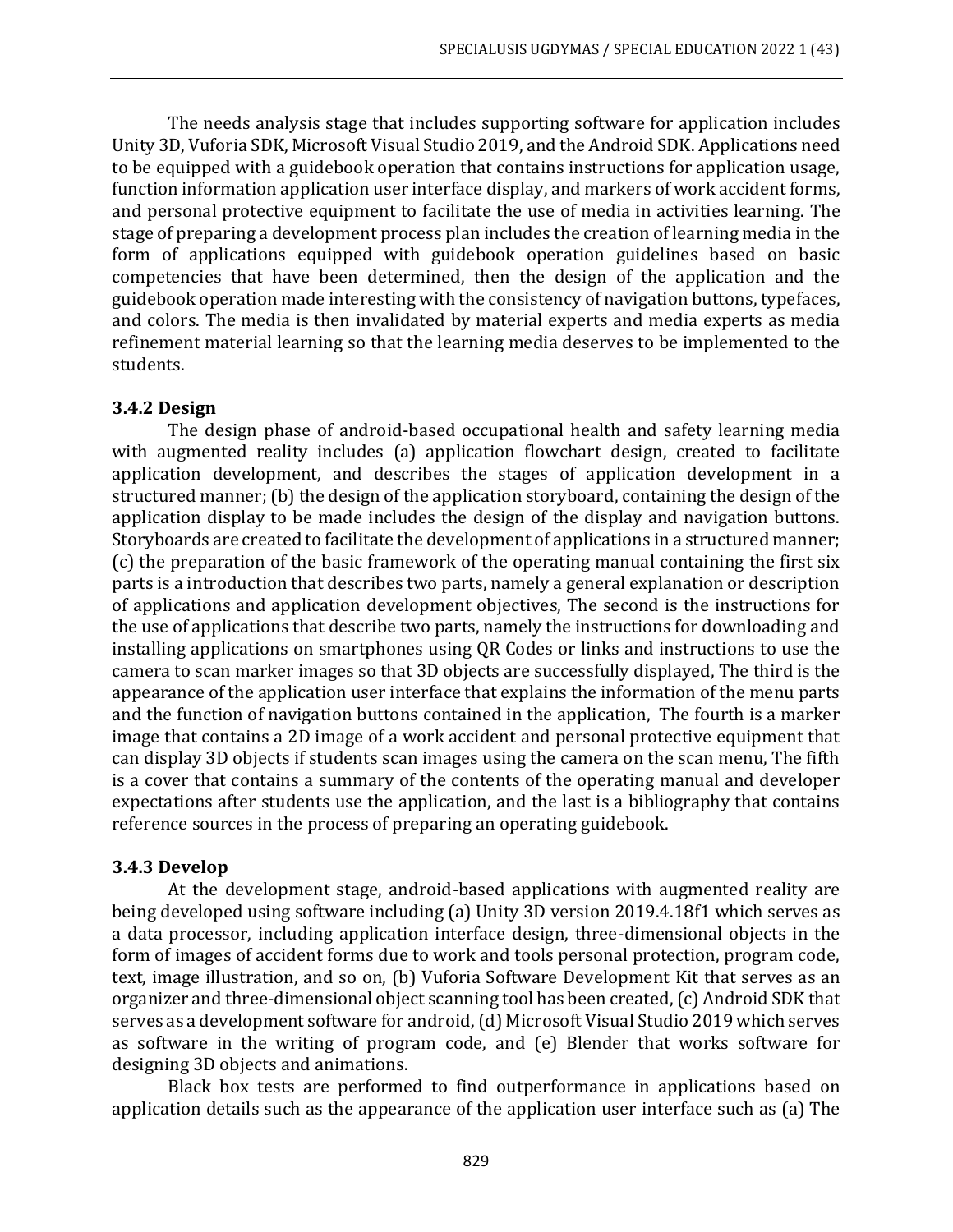The needs analysis stage that includes supporting software for application includes Unity 3D, Vuforia SDK, Microsoft Visual Studio 2019, and the Android SDK. Applications need to be equipped with a guidebook operation that contains instructions for application usage, function information application user interface display, and markers of work accident forms, and personal protective equipment to facilitate the use of media in activities learning. The stage of preparing a development process plan includes the creation of learning media in the form of applications equipped with guidebook operation guidelines based on basic competencies that have been determined, then the design of the application and the guidebook operation made interesting with the consistency of navigation buttons, typefaces, and colors. The media is then invalidated by material experts and media experts as media refinement material learning so that the learning media deserves to be implemented to the students.

### 3.4.2 Design

The design phase of android-based occupational health and safety learning media with augmented reality includes (a) application flowchart design, created to facilitate application development, and describes the stages of application development in a structured manner; (b) the design of the application storyboard, containing the design of the application display to be made includes the design of the display and navigation buttons. Storyboards are created to facilitate the development of applications in a structured manner; (c) the preparation of the basic framework of the operating manual containing the first six parts is a introduction that describes two parts, namely a general explanation or description of applications and application development objectives, The second is the instructions for the use of applications that describe two parts, namely the instructions for downloading and installing applications on smartphones using QR Codes or links and instructions to use the camera to scan marker images so that 3D objects are successfully displayed, The third is the appearance of the application user interface that explains the information of the menu parts and the function of navigation buttons contained in the application, The fourth is a marker image that contains a 2D image of a work accident and personal protective equipment that can display 3D objects if students scan images using the camera on the scan menu, The fifth is a cover that contains a summary of the contents of the operating manual and developer expectations after students use the application, and the last is a bibliography that contains reference sources in the process of preparing an operating guidebook.

### 3.4.3 Develop

At the development stage, android-based applications with augmented reality are being developed using software including (a) Unity 3D version 2019.4.18f1 which serves as a data processor, including application interface design, three-dimensional objects in the form of images of accident forms due to work and tools personal protection, program code, text, image illustration, and so on, (b) Vuforia Software Development Kit that serves as an organizer and three-dimensional object scanning tool has been created, (c) Android SDK that serves as a development software for android, (d) Microsoft Visual Studio 2019 which serves as software in the writing of program code, and (e) Blender that works software for designing 3D objects and animations.

Black box tests are performed to find outperformance in applications based on application details such as the appearance of the application user interface such as (a) The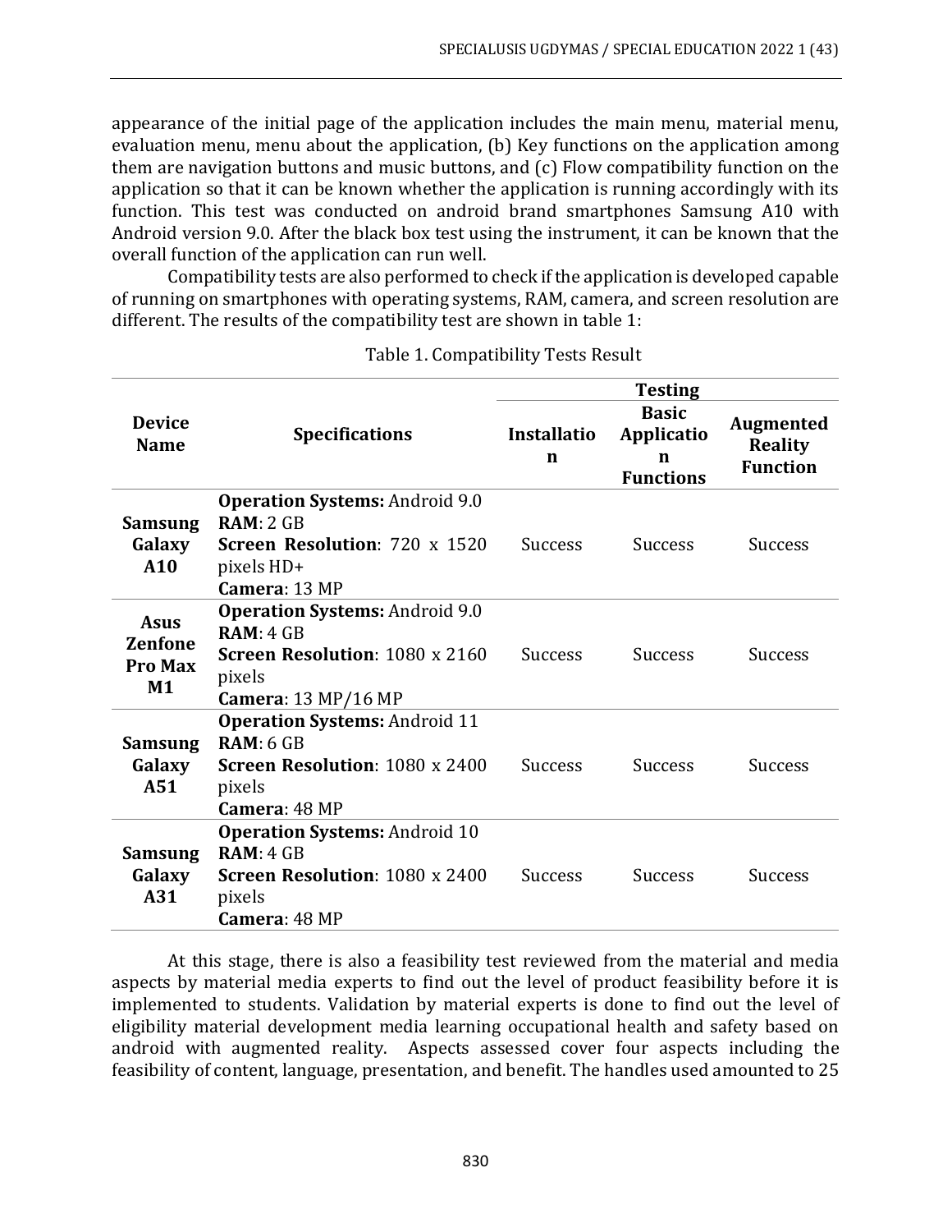appearance of the initial page of the application includes the main menu, material menu, evaluation menu, menu about the application, (b) Key functions on the application among them are navigation buttons and music buttons, and (c) Flow compatibility function on the application so that it can be known whether the application is running accordingly with its function. This test was conducted on android brand smartphones Samsung A10 with Android version 9.0. After the black box test using the instrument, it can be known that the overall function of the application can run well.

Compatibility tests are also performed to check if the application is developed capable of running on smartphones with operating systems, RAM, camera, and screen resolution are different. The results of the compatibility test are shown in table 1:

Table 1. Compatibility Tests Result

| Device Name | Specifications | Testing | | |
|---|---|---|---|---|
| | | **Installation** | **Basic Application Functions** | **Augmented Reality Function** |
| **Samsung Galaxy A10** | **Operation Systems:** Android 9.0<br>**RAM**: 2 GB<br>**Screen Resolution**: 720 x 1520 pixels HD+<br>**Camera**: 13 MP | Success | Success | Success |
| **Asus Zenfone Pro Max M1** | **Operation Systems:** Android 9.0<br>**RAM**: 4 GB<br>**Screen Resolution**: 1080 x 2160 pixels<br>**Camera**: 13 MP/16 MP | Success | Success | Success |
| **Samsung Galaxy A51** | **Operation Systems:** Android 11<br>**RAM**: 6 GB<br>**Screen Resolution**: 1080 x 2400 pixels<br>**Camera**: 48 MP | Success | Success | Success |
| **Samsung Galaxy A31** | **Operation Systems:** Android 10<br>**RAM**: 4 GB<br>**Screen Resolution**: 1080 x 2400 pixels<br>**Camera**: 48 MP | Success | Success | Success |

At this stage, there is also a feasibility test reviewed from the material and media aspects by material media experts to find out the level of product feasibility before it is implemented to students. Validation by material experts is done to find out the level of eligibility material development media learning occupational health and safety based on android with augmented reality. Aspects assessed cover four aspects including the feasibility of content, language, presentation, and benefit. The handles used amounted to 25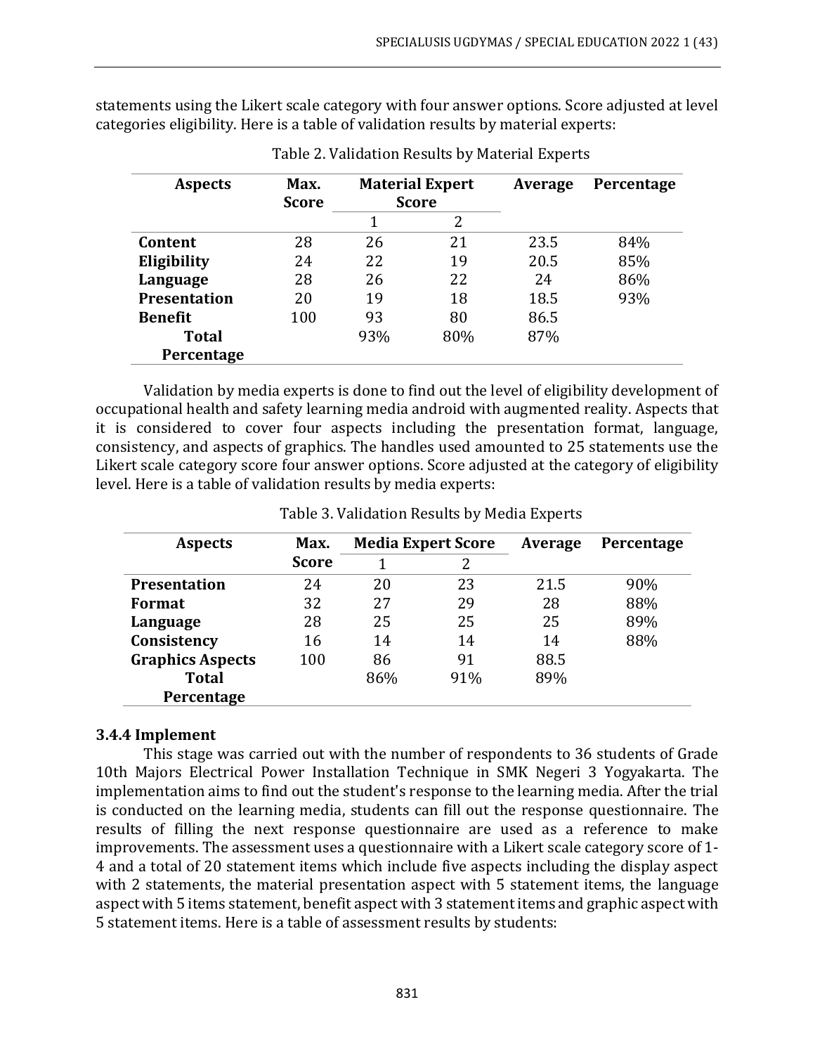statements using the Likert scale category with four answer options. Score adjusted at level categories eligibility. Here is a table of validation results by material experts:

Table 2. Validation Results by Material Experts

| Aspects | Max. Score | Material Expert Score | | Average | Percentage |
|---|---|---|---|---|---|
| | | 1 | 2 | | |
| **Content** | 28 | 26 | 21 | 23.5 | 84% |
| **Eligibility** | 24 | 22 | 19 | 20.5 | 85% |
| **Language** | 28 | 26 | 22 | 24 | 86% |
| **Presentation** | 20 | 19 | 18 | 18.5 | 93% |
| **Benefit** | 100 | 93 | 80 | 86.5 | |
| **Total Percentage** | | 93% | 80% | 87% | |

Validation by media experts is done to find out the level of eligibility development of occupational health and safety learning media android with augmented reality. Aspects that it is considered to cover four aspects including the presentation format, language, consistency, and aspects of graphics. The handles used amounted to 25 statements use the Likert scale category score four answer options. Score adjusted at the category of eligibility level. Here is a table of validation results by media experts:

Table 3. Validation Results by Media Experts

| Aspects | Max. Score | Media Expert Score | | Average | Percentage |
|---|---|---|---|---|---|
| | | 1 | 2 | | |
| **Presentation** | 24 | 20 | 23 | 21.5 | 90% |
| **Format** | 32 | 27 | 29 | 28 | 88% |
| **Language** | 28 | 25 | 25 | 25 | 89% |
| **Consistency** | 16 | 14 | 14 | 14 | 88% |
| **Graphics Aspects** | 100 | 86 | 91 | 88.5 | |
| **Total Percentage** | | 86% | 91% | 89% | |

### 3.4.4 Implement

This stage was carried out with the number of respondents to 36 students of Grade 10th Majors Electrical Power Installation Technique in SMK Negeri 3 Yogyakarta. The implementation aims to find out the student's response to the learning media. After the trial is conducted on the learning media, students can fill out the response questionnaire. The results of filling the next response questionnaire are used as a reference to make improvements. The assessment uses a questionnaire with a Likert scale category score of 1-4 and a total of 20 statement items which include five aspects including the display aspect with 2 statements, the material presentation aspect with 5 statement items, the language aspect with 5 items statement, benefit aspect with 3 statement items and graphic aspect with 5 statement items. Here is a table of assessment results by students: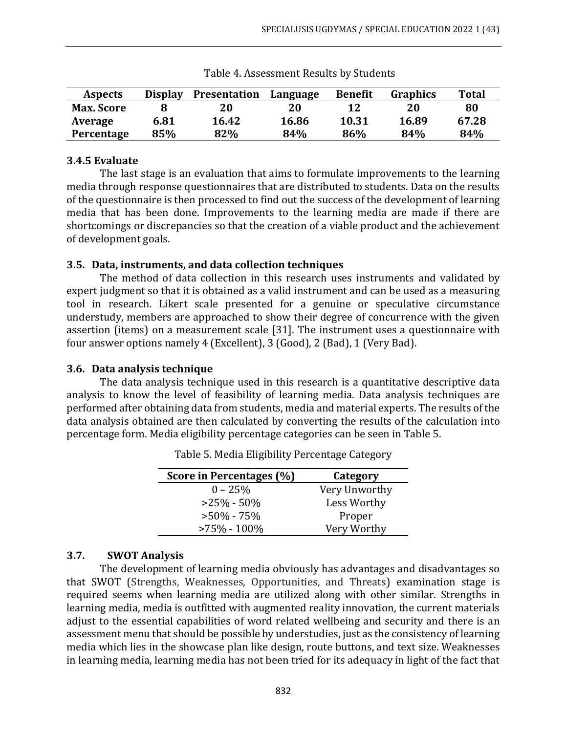Table 4. Assessment Results by Students

| Aspects | Display | Presentation | Language | Benefit | Graphics | Total |
|---|---|---|---|---|---|---|
| **Max. Score** | **8** | **20** | **20** | **12** | **20** | **80** |
| **Average** | **6.81** | **16.42** | **16.86** | **10.31** | **16.89** | **67.28** |
| **Percentage** | **85%** | **82%** | **84%** | **86%** | **84%** | **84%** |

### 3.4.5 Evaluate

The last stage is an evaluation that aims to formulate improvements to the learning media through response questionnaires that are distributed to students. Data on the results of the questionnaire is then processed to find out the success of the development of learning media that has been done. Improvements to the learning media are made if there are shortcomings or discrepancies so that the creation of a viable product and the achievement of development goals.

### 3.5. Data, instruments, and data collection techniques

The method of data collection in this research uses instruments and validated by expert judgment so that it is obtained as a valid instrument and can be used as a measuring tool in research. Likert scale presented for a genuine or speculative circumstance understudy, members are approached to show their degree of concurrence with the given assertion (items) on a measurement scale [31]. The instrument uses a questionnaire with four answer options namely 4 (Excellent), 3 (Good), 2 (Bad), 1 (Very Bad).

### 3.6. Data analysis technique

The data analysis technique used in this research is a quantitative descriptive data analysis to know the level of feasibility of learning media. Data analysis techniques are performed after obtaining data from students, media and material experts. The results of the data analysis obtained are then calculated by converting the results of the calculation into percentage form. Media eligibility percentage categories can be seen in Table 5.

Table 5. Media Eligibility Percentage Category

| Score in Percentages (%) | Category |
|---|---|
| 0 – 25% | Very Unworthy |
| >25% - 50% | Less Worthy |
| >50% - 75% | Proper |
| >75% - 100% | Very Worthy |

### 3.7. SWOT Analysis

The development of learning media obviously has advantages and disadvantages so that SWOT (Strengths, Weaknesses, Opportunities, and Threats) examination stage is required seems when learning media are utilized along with other similar. Strengths in learning media, media is outfitted with augmented reality innovation, the current materials adjust to the essential capabilities of word related wellbeing and security and there is an assessment menu that should be possible by understudies, just as the consistency of learning media which lies in the showcase plan like design, route buttons, and text size. Weaknesses in learning media, learning media has not been tried for its adequacy in light of the fact that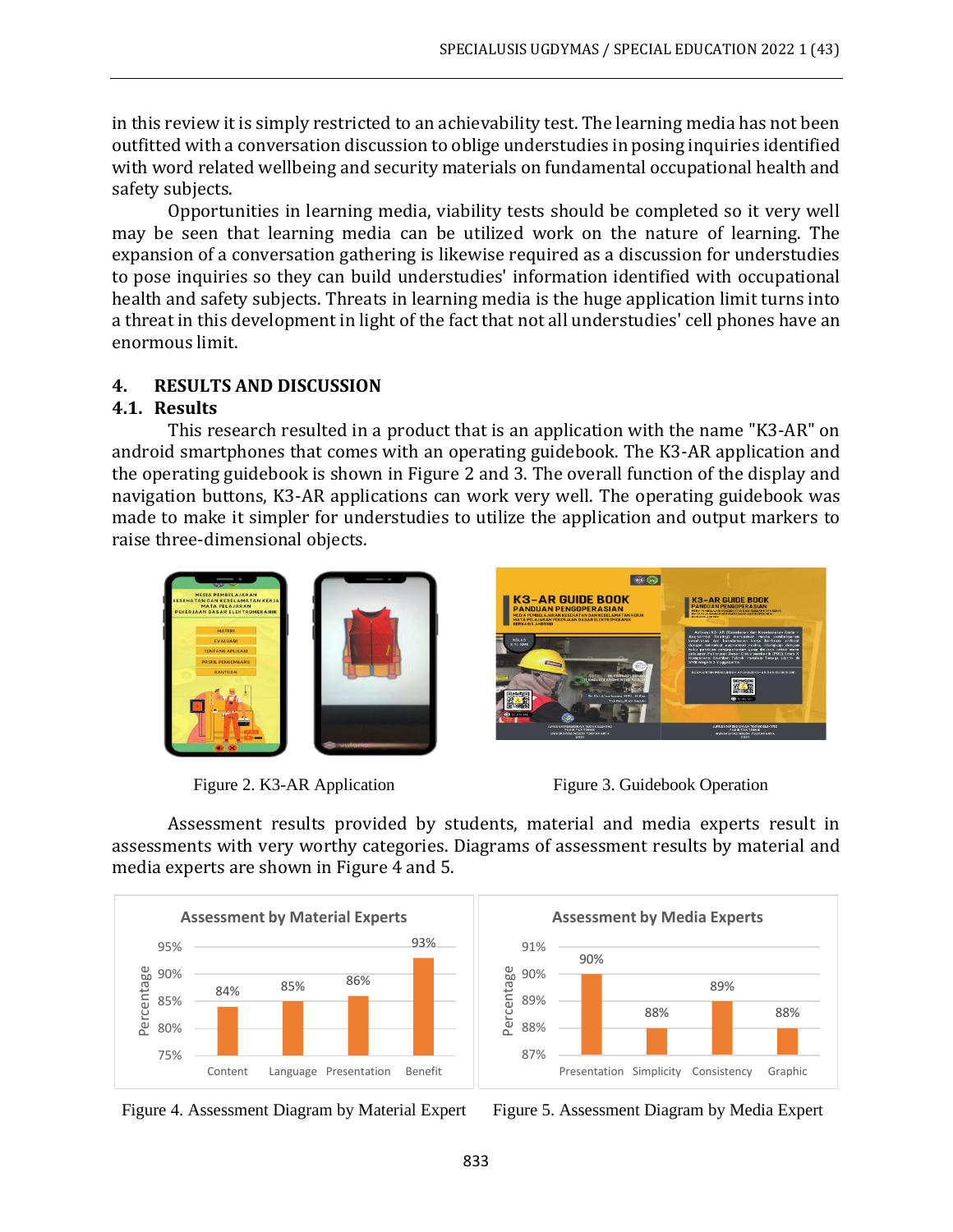in this review it is simply restricted to an achievability test. The learning media has not been outfitted with a conversation discussion to oblige understudies in posing inquiries identified with word related wellbeing and security materials on fundamental occupational health and safety subjects.

Opportunities in learning media, viability tests should be completed so it very well may be seen that learning media can be utilized work on the nature of learning. The expansion of a conversation gathering is likewise required as a discussion for understudies to pose inquiries so they can build understudies' information identified with occupational health and safety subjects. Threats in learning media is the huge application limit turns into a threat in this development in light of the fact that not all understudies' cell phones have an enormous limit.

## 4. RESULTS AND DISCUSSION

### 4.1. Results

This research resulted in a product that is an application with the name "K3-AR" on android smartphones that comes with an operating guidebook. The K3-AR application and the operating guidebook is shown in Figure 2 and 3. The overall function of the display and navigation buttons, K3-AR applications can work very well. The operating guidebook was made to make it simpler for understudies to utilize the application and output markers to raise three-dimensional objects.

Figure 2. K3-AR Application

Figure 3. Guidebook Operation

Assessment results provided by students, material and media experts result in assessments with very worthy categories. Diagrams of assessment results by material and media experts are shown in Figure 4 and 5.

**Assessment by Material Experts**

| Aspect | Percentage |
|---|---|
| Content | 84% |
| Language | 85% |
| Presentation | 86% |
| Benefit | 93% |

Figure 4. Assessment Diagram by Material Expert

**Assessment by Media Experts**

| Aspect | Percentage |
|---|---|
| Presentation | 90% |
| Simplicity | 88% |
| Consistency | 89% |
| Graphic | 88% |

Figure 5. Assessment Diagram by Media Expert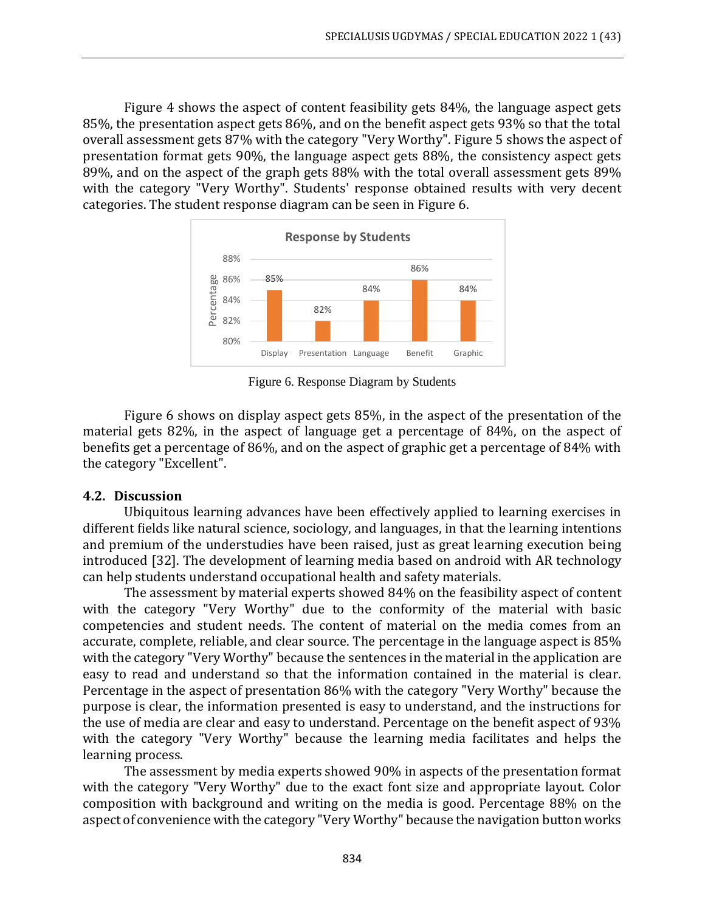Figure 4 shows the aspect of content feasibility gets 84%, the language aspect gets 85%, the presentation aspect gets 86%, and on the benefit aspect gets 93% so that the total overall assessment gets 87% with the category "Very Worthy". Figure 5 shows the aspect of presentation format gets 90%, the language aspect gets 88%, the consistency aspect gets 89%, and on the aspect of the graph gets 88% with the total overall assessment gets 89% with the category "Very Worthy". Students' response obtained results with very decent categories. The student response diagram can be seen in Figure 6.

Figure 6. Response Diagram by Students

Figure 6 shows on display aspect gets 85%, in the aspect of the presentation of the material gets 82%, in the aspect of language get a percentage of 84%, on the aspect of benefits get a percentage of 86%, and on the aspect of graphic get a percentage of 84% with the category "Excellent".

## 4.2. Discussion

Ubiquitous learning advances have been effectively applied to learning exercises in different fields like natural science, sociology, and languages, in that the learning intentions and premium of the understudies have been raised, just as great learning execution being introduced [32]. The development of learning media based on android with AR technology can help students understand occupational health and safety materials.

The assessment by material experts showed 84% on the feasibility aspect of content with the category "Very Worthy" due to the conformity of the material with basic competencies and student needs. The content of material on the media comes from an accurate, complete, reliable, and clear source. The percentage in the language aspect is 85% with the category "Very Worthy" because the sentences in the material in the application are easy to read and understand so that the information contained in the material is clear. Percentage in the aspect of presentation 86% with the category "Very Worthy" because the purpose is clear, the information presented is easy to understand, and the instructions for the use of media are clear and easy to understand. Percentage on the benefit aspect of 93% with the category "Very Worthy" because the learning media facilitates and helps the learning process.

The assessment by media experts showed 90% in aspects of the presentation format with the category "Very Worthy" due to the exact font size and appropriate layout. Color composition with background and writing on the media is good. Percentage 88% on the aspect of convenience with the category "Very Worthy" because the navigation button works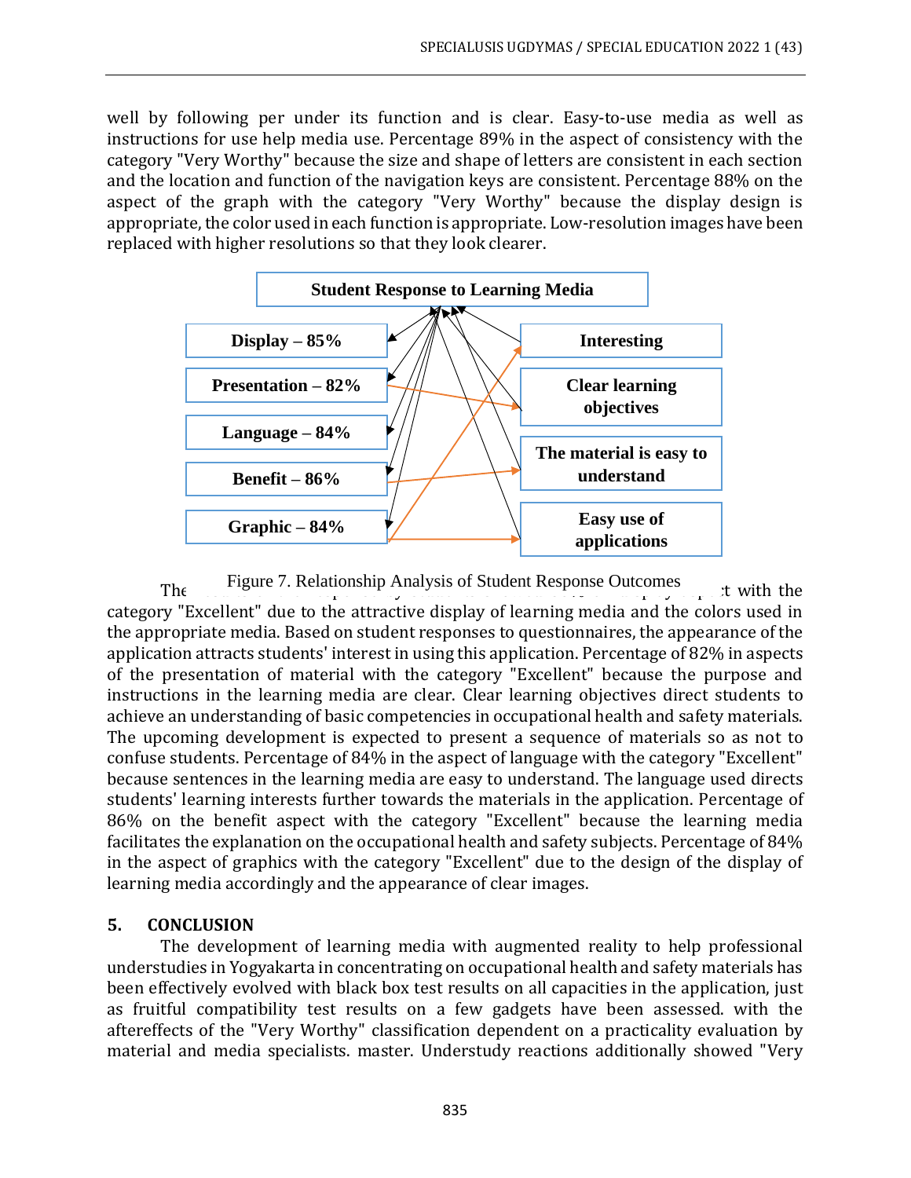well by following per under its function and is clear. Easy-to-use media as well as instructions for use help media use. Percentage 89% in the aspect of consistency with the category "Very Worthy" because the size and shape of letters are consistent in each section and the location and function of the navigation keys are consistent. Percentage 88% on the aspect of the graph with the category "Very Worthy" because the display design is appropriate, the color used in each function is appropriate. Low-resolution images have been replaced with higher resolutions so that they look clearer.

**Student Response to Learning Media**

- Display – 85%
- Presentation – 82%
- Language – 84%
- Benefit – 86%
- Graphic – 84%

- Interesting
- Clear learning objectives
- The material is easy to understand
- Easy use of applications

Figure 7. Relationship Analysis of Student Response Outcomes

The ... t with the category "Excellent" due to the attractive display of learning media and the colors used in the appropriate media. Based on student responses to questionnaires, the appearance of the application attracts students' interest in using this application. Percentage of 82% in aspects of the presentation of material with the category "Excellent" because the purpose and instructions in the learning media are clear. Clear learning objectives direct students to achieve an understanding of basic competencies in occupational health and safety materials. The upcoming development is expected to present a sequence of materials so as not to confuse students. Percentage of 84% in the aspect of language with the category "Excellent" because sentences in the learning media are easy to understand. The language used directs students' learning interests further towards the materials in the application. Percentage of 86% on the benefit aspect with the category "Excellent" because the learning media facilitates the explanation on the occupational health and safety subjects. Percentage of 84% in the aspect of graphics with the category "Excellent" due to the design of the display of learning media accordingly and the appearance of clear images.

## 5. CONCLUSION

The development of learning media with augmented reality to help professional understudies in Yogyakarta in concentrating on occupational health and safety materials has been effectively evolved with black box test results on all capacities in the application, just as fruitful compatibility test results on a few gadgets have been assessed. with the aftereffects of the "Very Worthy" classification dependent on a practicality evaluation by material and media specialists. master. Understudy reactions additionally showed "Very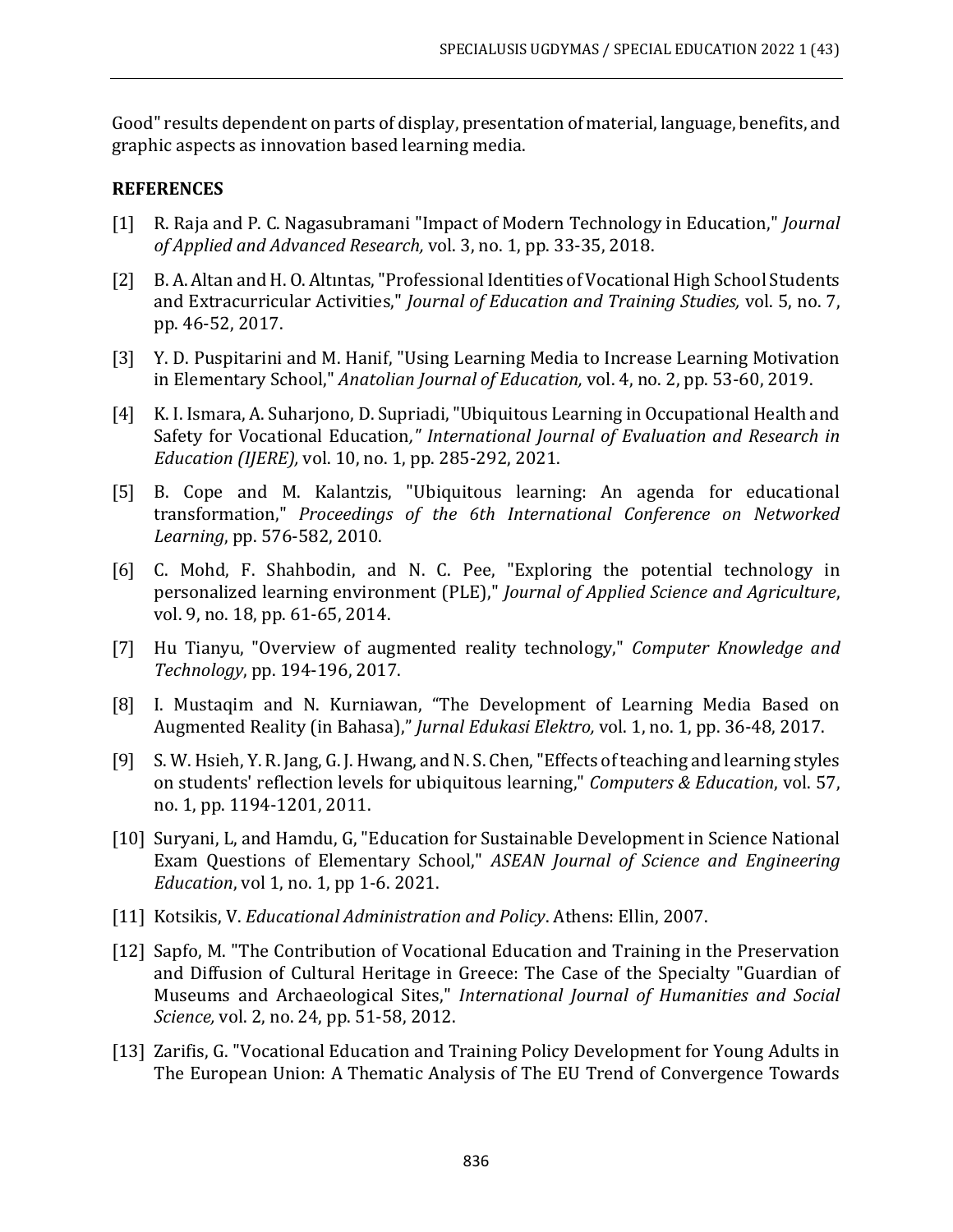Good" results dependent on parts of display, presentation of material, language, benefits, and graphic aspects as innovation based learning media.

## REFERENCES

[1] R. Raja and P. C. Nagasubramani "Impact of Modern Technology in Education," *Journal of Applied and Advanced Research,* vol. 3, no. 1, pp. 33-35, 2018.

[2] B. A. Altan and H. O. Altıntas, "Professional Identities of Vocational High School Students and Extracurricular Activities," *Journal of Education and Training Studies,* vol. 5, no. 7, pp. 46-52, 2017.

[3] Y. D. Puspitarini and M. Hanif, "Using Learning Media to Increase Learning Motivation in Elementary School," *Anatolian Journal of Education,* vol. 4, no. 2, pp. 53-60, 2019.

[4] K. I. Ismara, A. Suharjono, D. Supriadi, "Ubiquitous Learning in Occupational Health and Safety for Vocational Education," *International Journal of Evaluation and Research in Education (IJERE),* vol. 10, no. 1, pp. 285-292, 2021.

[5] B. Cope and M. Kalantzis, "Ubiquitous learning: An agenda for educational transformation," *Proceedings of the 6th International Conference on Networked Learning*, pp. 576-582, 2010.

[6] C. Mohd, F. Shahbodin, and N. C. Pee, "Exploring the potential technology in personalized learning environment (PLE)," *Journal of Applied Science and Agriculture*, vol. 9, no. 18, pp. 61-65, 2014.

[7] Hu Tianyu, "Overview of augmented reality technology," *Computer Knowledge and Technology*, pp. 194-196, 2017.

[8] I. Mustaqim and N. Kurniawan, "The Development of Learning Media Based on Augmented Reality (in Bahasa)," *Jurnal Edukasi Elektro,* vol. 1, no. 1, pp. 36-48, 2017.

[9] S. W. Hsieh, Y. R. Jang, G. J. Hwang, and N. S. Chen, "Effects of teaching and learning styles on students' reflection levels for ubiquitous learning," *Computers & Education*, vol. 57, no. 1, pp. 1194-1201, 2011.

[10] Suryani, L, and Hamdu, G, "Education for Sustainable Development in Science National Exam Questions of Elementary School," *ASEAN Journal of Science and Engineering Education*, vol 1, no. 1, pp 1-6. 2021.

[11] Kotsikis, V. *Educational Administration and Policy*. Athens: Ellin, 2007.

[12] Sapfo, M. "The Contribution of Vocational Education and Training in the Preservation and Diffusion of Cultural Heritage in Greece: The Case of the Specialty "Guardian of Museums and Archaeological Sites," *International Journal of Humanities and Social Science,* vol. 2, no. 24, pp. 51-58, 2012.

[13] Zarifis, G. "Vocational Education and Training Policy Development for Young Adults in The European Union: A Thematic Analysis of The EU Trend of Convergence Towards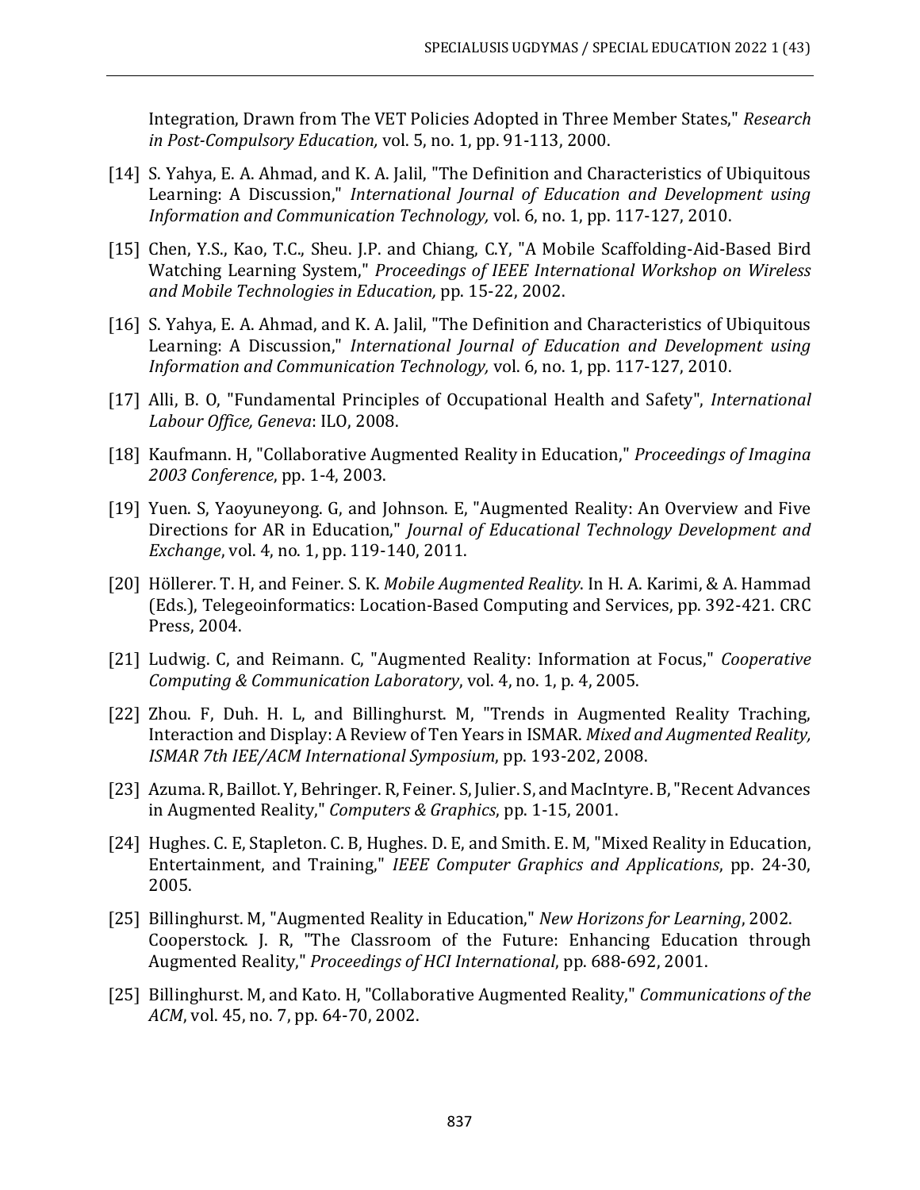Integration, Drawn from The VET Policies Adopted in Three Member States," *Research in Post-Compulsory Education,* vol. 5, no. 1, pp. 91-113, 2000.

[14] S. Yahya, E. A. Ahmad, and K. A. Jalil, "The Definition and Characteristics of Ubiquitous Learning: A Discussion," *International Journal of Education and Development using Information and Communication Technology,* vol. 6, no. 1, pp. 117-127, 2010.

[15] Chen, Y.S., Kao, T.C., Sheu. J.P. and Chiang, C.Y, "A Mobile Scaffolding-Aid-Based Bird Watching Learning System," *Proceedings of IEEE International Workshop on Wireless and Mobile Technologies in Education,* pp. 15-22, 2002.

[16] S. Yahya, E. A. Ahmad, and K. A. Jalil, "The Definition and Characteristics of Ubiquitous Learning: A Discussion," *International Journal of Education and Development using Information and Communication Technology,* vol. 6, no. 1, pp. 117-127, 2010.

[17] Alli, B. O, "Fundamental Principles of Occupational Health and Safety", *International Labour Office, Geneva*: ILO, 2008.

[18] Kaufmann. H, "Collaborative Augmented Reality in Education," *Proceedings of Imagina 2003 Conference*, pp. 1-4, 2003.

[19] Yuen. S, Yaoyuneyong. G, and Johnson. E, "Augmented Reality: An Overview and Five Directions for AR in Education," *Journal of Educational Technology Development and Exchange*, vol. 4, no. 1, pp. 119-140, 2011.

[20] Höllerer. T. H, and Feiner. S. K. *Mobile Augmented Reality*. In H. A. Karimi, & A. Hammad (Eds.), Telegeoinformatics: Location-Based Computing and Services, pp. 392-421. CRC Press, 2004.

[21] Ludwig. C, and Reimann. C, "Augmented Reality: Information at Focus," *Cooperative Computing & Communication Laboratory*, vol. 4, no. 1, p. 4, 2005.

[22] Zhou. F, Duh. H. L, and Billinghurst. M, "Trends in Augmented Reality Traching, Interaction and Display: A Review of Ten Years in ISMAR. *Mixed and Augmented Reality, ISMAR 7th IEE/ACM International Symposium*, pp. 193-202, 2008.

[23] Azuma. R, Baillot. Y, Behringer. R, Feiner. S, Julier. S, and MacIntyre. B, "Recent Advances in Augmented Reality," *Computers & Graphics*, pp. 1-15, 2001.

[24] Hughes. C. E, Stapleton. C. B, Hughes. D. E, and Smith. E. M, "Mixed Reality in Education, Entertainment, and Training," *IEEE Computer Graphics and Applications*, pp. 24-30, 2005.

[25] Billinghurst. M, "Augmented Reality in Education," *New Horizons for Learning*, 2002. Cooperstock. J. R, "The Classroom of the Future: Enhancing Education through Augmented Reality," *Proceedings of HCI International*, pp. 688-692, 2001.

[25] Billinghurst. M, and Kato. H, "Collaborative Augmented Reality," *Communications of the ACM*, vol. 45, no. 7, pp. 64-70, 2002.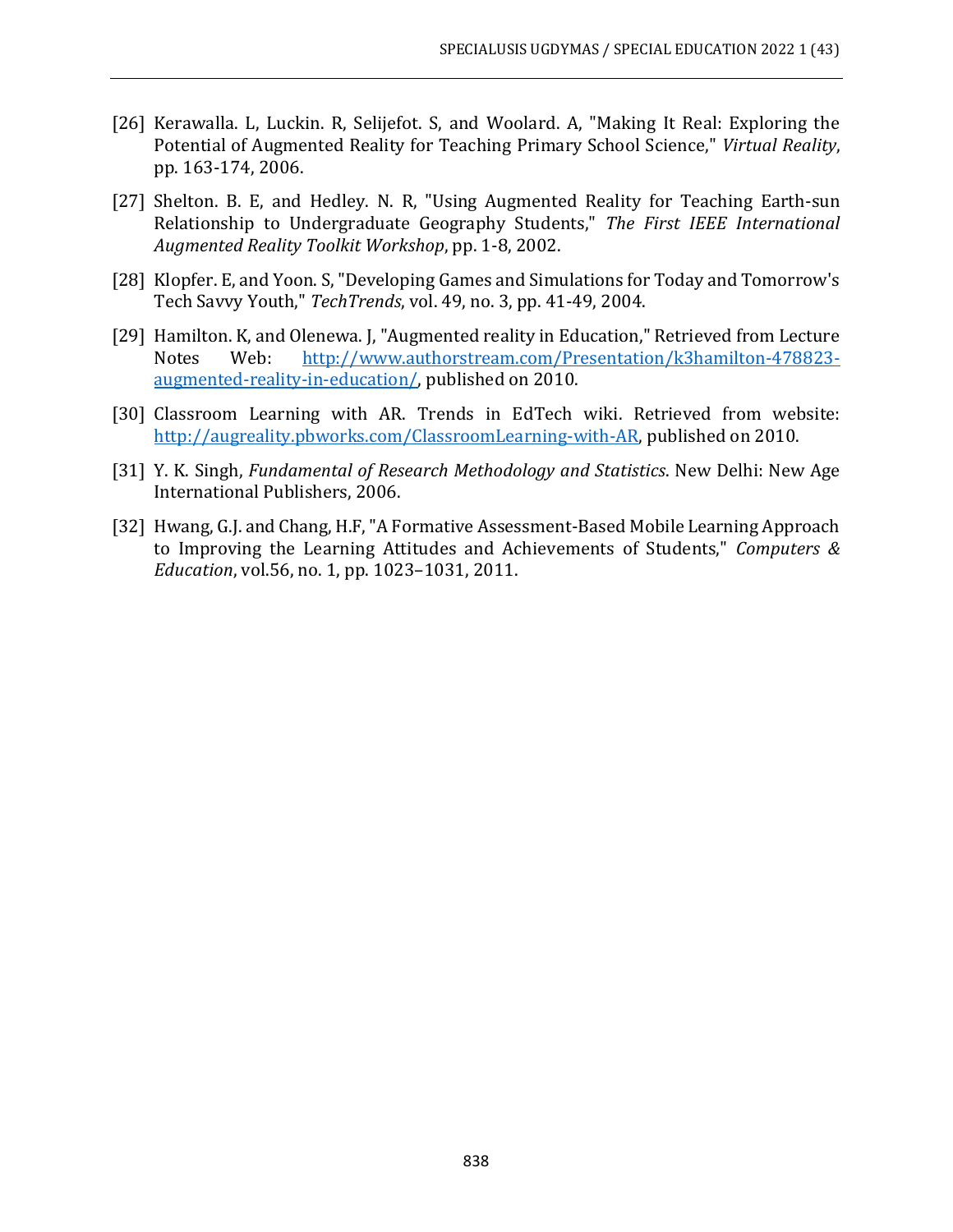[26] Kerawalla. L, Luckin. R, Selijefot. S, and Woolard. A, "Making It Real: Exploring the Potential of Augmented Reality for Teaching Primary School Science," *Virtual Reality*, pp. 163-174, 2006.

[27] Shelton. B. E, and Hedley. N. R, "Using Augmented Reality for Teaching Earth-sun Relationship to Undergraduate Geography Students," *The First IEEE International Augmented Reality Toolkit Workshop*, pp. 1-8, 2002.

[28] Klopfer. E, and Yoon. S, "Developing Games and Simulations for Today and Tomorrow's Tech Savvy Youth," *TechTrends*, vol. 49, no. 3, pp. 41-49, 2004.

[29] Hamilton. K, and Olenewa. J, "Augmented reality in Education," Retrieved from Lecture Notes Web: [http://www.authorstream.com/Presentation/k3hamilton-478823-augmented-reality-in-education/](http://www.authorstream.com/Presentation/k3hamilton-478823-augmented-reality-in-education/), published on 2010.

[30] Classroom Learning with AR. Trends in EdTech wiki. Retrieved from website: [http://augreality.pbworks.com/ClassroomLearning-with-AR](http://augreality.pbworks.com/ClassroomLearning-with-AR), published on 2010.

[31] Y. K. Singh, *Fundamental of Research Methodology and Statistics*. New Delhi: New Age International Publishers, 2006.

[32] Hwang, G.J. and Chang, H.F, "A Formative Assessment-Based Mobile Learning Approach to Improving the Learning Attitudes and Achievements of Students," *Computers & Education*, vol.56, no. 1, pp. 1023–1031, 2011.